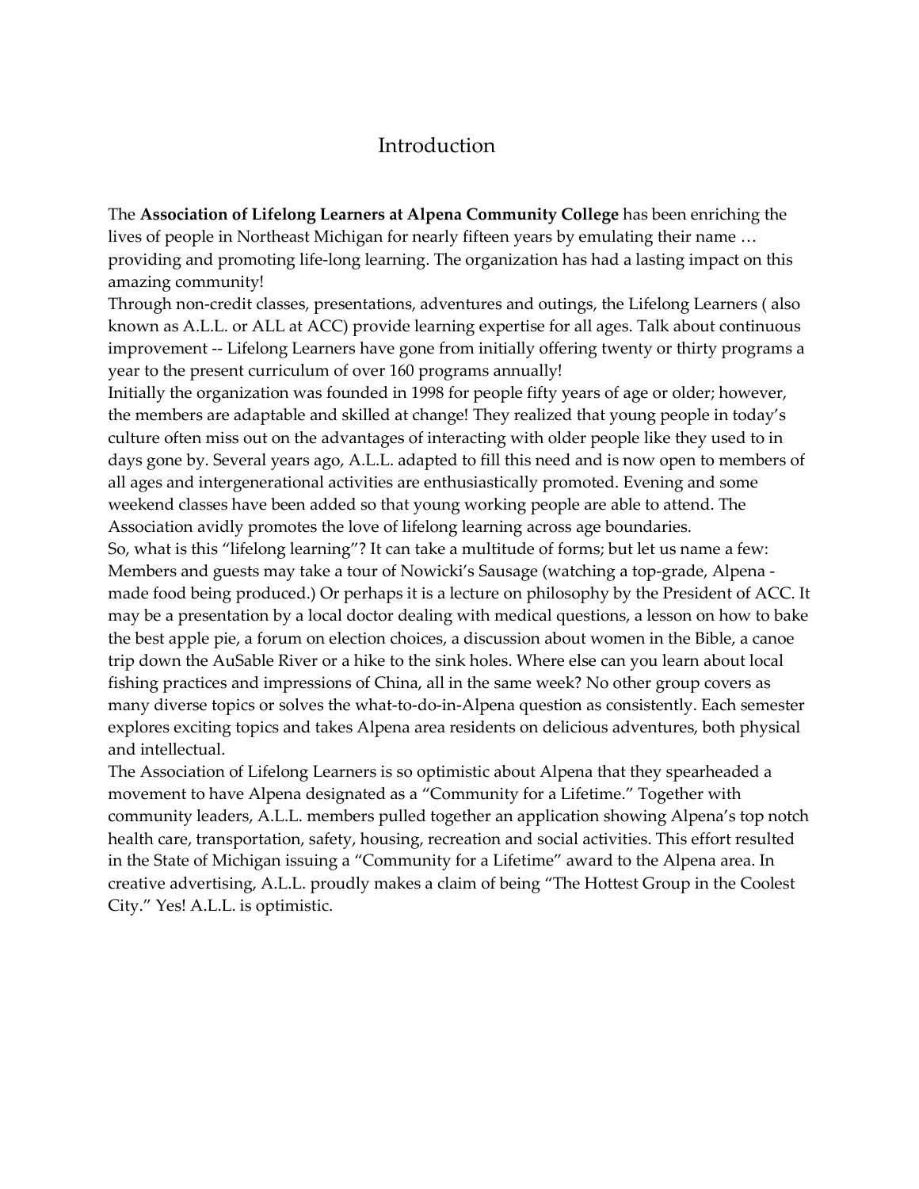# Introduction

The **Association of Lifelong Learners at Alpena Community College** has been enriching the lives of people in Northeast Michigan for nearly fifteen years by emulating their name … providing and promoting life-long learning. The organization has had a lasting impact on this amazing community!

Through non-credit classes, presentations, adventures and outings, the Lifelong Learners ( also known as A.L.L. or ALL at ACC) provide learning expertise for all ages. Talk about continuous improvement -- Lifelong Learners have gone from initially offering twenty or thirty programs a year to the present curriculum of over 160 programs annually!

Initially the organization was founded in 1998 for people fifty years of age or older; however, the members are adaptable and skilled at change! They realized that young people in today's culture often miss out on the advantages of interacting with older people like they used to in days gone by. Several years ago, A.L.L. adapted to fill this need and is now open to members of all ages and intergenerational activities are enthusiastically promoted. Evening and some weekend classes have been added so that young working people are able to attend. The Association avidly promotes the love of lifelong learning across age boundaries.

So, what is this "lifelong learning"? It can take a multitude of forms; but let us name a few: Members and guests may take a tour of Nowicki's Sausage (watching a top-grade, Alpena - made food being produced.) Or perhaps it is a lecture on philosophy by the President of ACC. It may be a presentation by a local doctor dealing with medical questions, a lesson on how to bake the best apple pie, a forum on election choices, a discussion about women in the Bible, a canoe trip down the AuSable River or a hike to the sink holes. Where else can you learn about local fishing practices and impressions of China, all in the same week? No other group covers as many diverse topics or solves the what-to-do-in-Alpena question as consistently. Each semester explores exciting topics and takes Alpena area residents on delicious adventures, both physical and intellectual.

The Association of Lifelong Learners is so optimistic about Alpena that they spearheaded a movement to have Alpena designated as a "Community for a Lifetime." Together with community leaders, A.L.L. members pulled together an application showing Alpena's top notch health care, transportation, safety, housing, recreation and social activities. This effort resulted in the State of Michigan issuing a "Community for a Lifetime" award to the Alpena area. In creative advertising, A.L.L. proudly makes a claim of being "The Hottest Group in the Coolest City." Yes! A.L.L. is optimistic.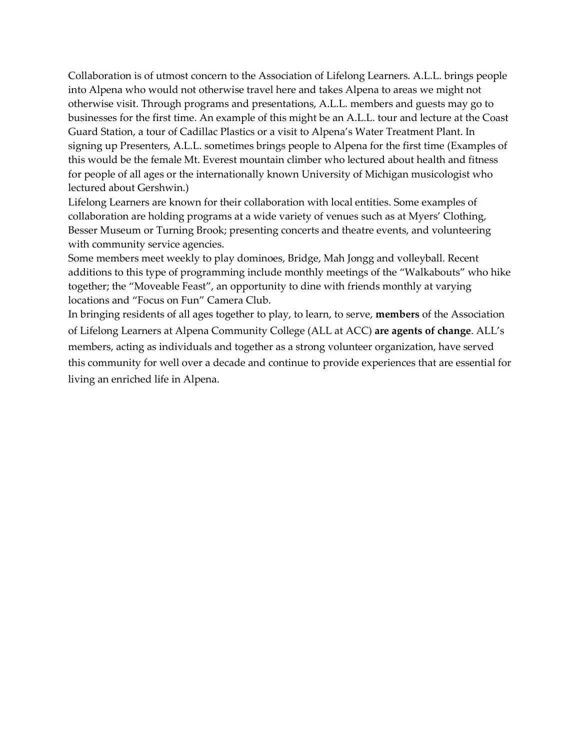Collaboration is of utmost concern to the Association of Lifelong Learners. A.L.L. brings people into Alpena who would not otherwise travel here and takes Alpena to areas we might not otherwise visit. Through programs and presentations, A.L.L. members and guests may go to businesses for the first time. An example of this might be an A.L.L. tour and lecture at the Coast Guard Station, a tour of Cadillac Plastics or a visit to Alpena's Water Treatment Plant. In signing up Presenters, A.L.L. sometimes brings people to Alpena for the first time (Examples of this would be the female Mt. Everest mountain climber who lectured about health and fitness for people of all ages or the internationally known University of Michigan musicologist who lectured about Gershwin.)

Lifelong Learners are known for their collaboration with local entities. Some examples of collaboration are holding programs at a wide variety of venues such as at Myers' Clothing, Besser Museum or Turning Brook; presenting concerts and theatre events, and volunteering with community service agencies.

Some members meet weekly to play dominoes, Bridge, Mah Jongg and volleyball. Recent additions to this type of programming include monthly meetings of the "Walkabouts" who hike together; the "Moveable Feast", an opportunity to dine with friends monthly at varying locations and "Focus on Fun" Camera Club.

In bringing residents of all ages together to play, to learn, to serve, **members** of the Association of Lifelong Learners at Alpena Community College (ALL at ACC) **are agents of change**. ALL's members, acting as individuals and together as a strong volunteer organization, have served this community for well over a decade and continue to provide experiences that are essential for living an enriched life in Alpena.